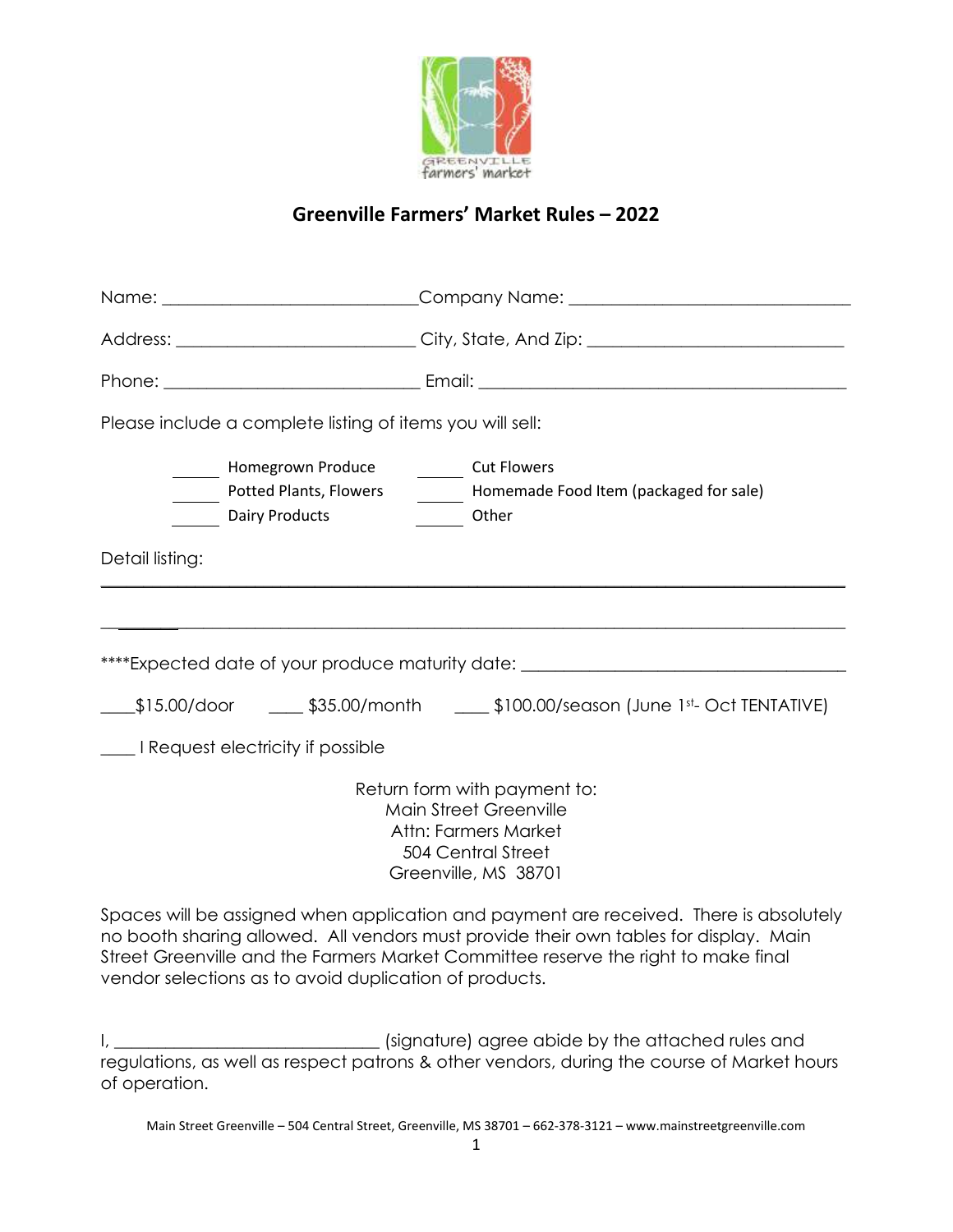# Greenville Farmers' Market Rules – 2022

Name: ____________________________ Company Name: _______________________________

Address: __________________________ City, State, And Zip: ____________________________

Phone: ____________________________ Email: ________________________________________

Please include a complete listing of items you will sell:

_____ Homegrown Produce  _____ Cut Flowers

_____ Potted Plants, Flowers  _____ Homemade Food Item (packaged for sale)

_____ Dairy Products  _____ Other

Detail listing:

_____________________________________________________________________________

_____________________________________________________________________________

****Expected date of your produce maturity date: ____________________________________

____$15.00/door ____ $35.00/month ____ $100.00/season (June 1st- Oct TENTATIVE)

____ I Request electricity if possible

Return form with payment to:
Main Street Greenville
Attn: Farmers Market
504 Central Street
Greenville, MS 38701

Spaces will be assigned when application and payment are received. There is absolutely no booth sharing allowed. All vendors must provide their own tables for display. Main Street Greenville and the Farmers Market Committee reserve the right to make final vendor selections as to avoid duplication of products.

I, ______________________________ (signature) agree abide by the attached rules and regulations, as well as respect patrons & other vendors, during the course of Market hours of operation.

Main Street Greenville – 504 Central Street, Greenville, MS 38701 – 662-378-3121 – www.mainstreetgreenville.com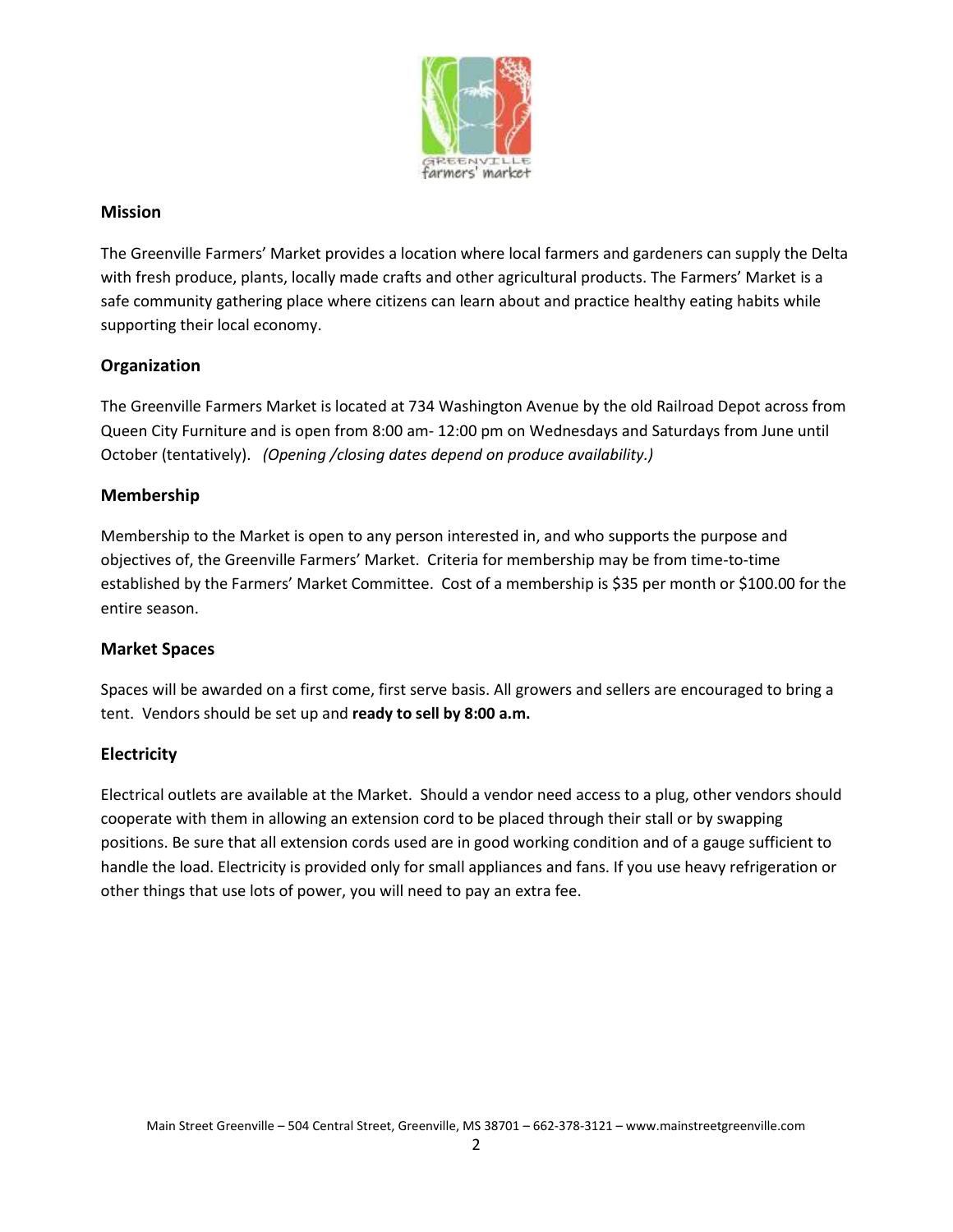## Mission

The Greenville Farmers' Market provides a location where local farmers and gardeners can supply the Delta with fresh produce, plants, locally made crafts and other agricultural products. The Farmers' Market is a safe community gathering place where citizens can learn about and practice healthy eating habits while supporting their local economy.

## Organization

The Greenville Farmers Market is located at 734 Washington Avenue by the old Railroad Depot across from Queen City Furniture and is open from 8:00 am- 12:00 pm on Wednesdays and Saturdays from June until October (tentatively). *(Opening /closing dates depend on produce availability.)*

## Membership

Membership to the Market is open to any person interested in, and who supports the purpose and objectives of, the Greenville Farmers' Market. Criteria for membership may be from time-to-time established by the Farmers' Market Committee. Cost of a membership is $35 per month or $100.00 for the entire season.

## Market Spaces

Spaces will be awarded on a first come, first serve basis. All growers and sellers are encouraged to bring a tent. Vendors should be set up and **ready to sell by 8:00 a.m.**

## Electricity

Electrical outlets are available at the Market. Should a vendor need access to a plug, other vendors should cooperate with them in allowing an extension cord to be placed through their stall or by swapping positions. Be sure that all extension cords used are in good working condition and of a gauge sufficient to handle the load. Electricity is provided only for small appliances and fans. If you use heavy refrigeration or other things that use lots of power, you will need to pay an extra fee.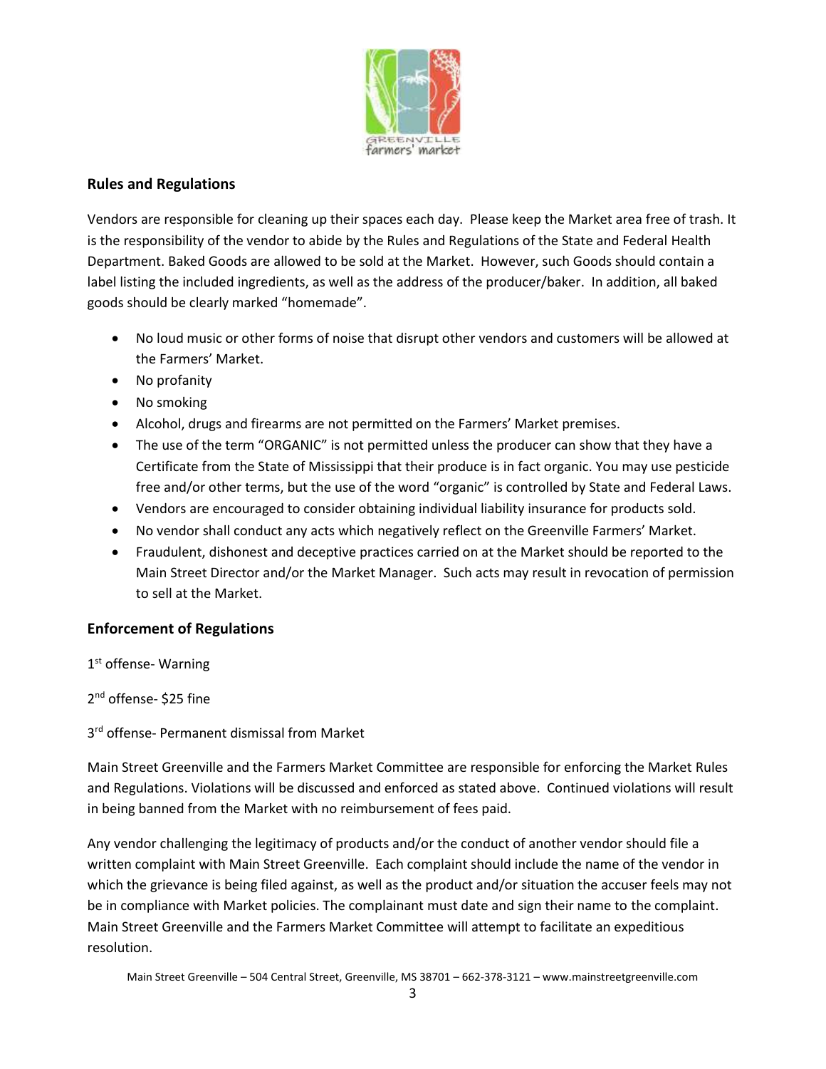## Rules and Regulations

Vendors are responsible for cleaning up their spaces each day. Please keep the Market area free of trash. It is the responsibility of the vendor to abide by the Rules and Regulations of the State and Federal Health Department. Baked Goods are allowed to be sold at the Market. However, such Goods should contain a label listing the included ingredients, as well as the address of the producer/baker. In addition, all baked goods should be clearly marked "homemade".

- No loud music or other forms of noise that disrupt other vendors and customers will be allowed at the Farmers' Market.
- No profanity
- No smoking
- Alcohol, drugs and firearms are not permitted on the Farmers' Market premises.
- The use of the term "ORGANIC" is not permitted unless the producer can show that they have a Certificate from the State of Mississippi that their produce is in fact organic. You may use pesticide free and/or other terms, but the use of the word "organic" is controlled by State and Federal Laws.
- Vendors are encouraged to consider obtaining individual liability insurance for products sold.
- No vendor shall conduct any acts which negatively reflect on the Greenville Farmers' Market.
- Fraudulent, dishonest and deceptive practices carried on at the Market should be reported to the Main Street Director and/or the Market Manager. Such acts may result in revocation of permission to sell at the Market.

## Enforcement of Regulations

1st offense- Warning

2nd offense- $25 fine

3rd offense- Permanent dismissal from Market

Main Street Greenville and the Farmers Market Committee are responsible for enforcing the Market Rules and Regulations. Violations will be discussed and enforced as stated above. Continued violations will result in being banned from the Market with no reimbursement of fees paid.

Any vendor challenging the legitimacy of products and/or the conduct of another vendor should file a written complaint with Main Street Greenville. Each complaint should include the name of the vendor in which the grievance is being filed against, as well as the product and/or situation the accuser feels may not be in compliance with Market policies. The complainant must date and sign their name to the complaint. Main Street Greenville and the Farmers Market Committee will attempt to facilitate an expeditious resolution.